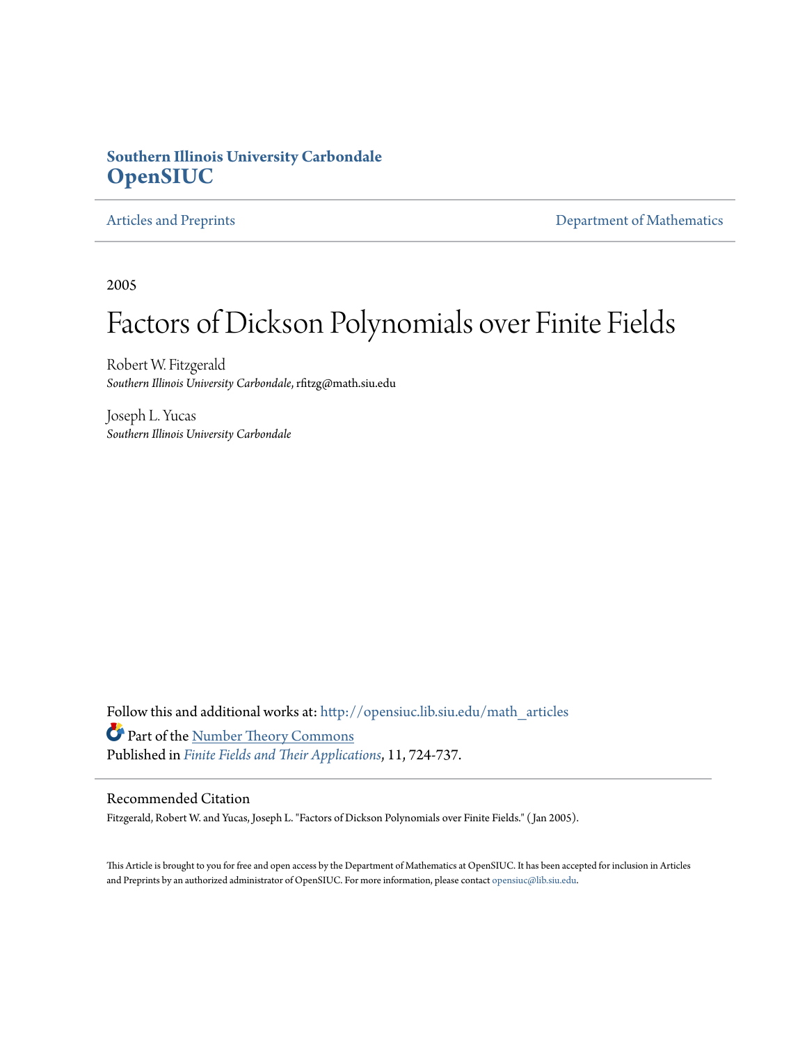**Southern Illinois University Carbondale**
**OpenSIUC**

Articles and Preprints | Department of Mathematics

2005

# Factors of Dickson Polynomials over Finite Fields

Robert W. Fitzgerald
*Southern Illinois University Carbondale*, rfitzg@math.siu.edu

Joseph L. Yucas
*Southern Illinois University Carbondale*

Follow this and additional works at: http://opensiuc.lib.siu.edu/math_articles

Part of the Number Theory Commons

Published in *Finite Fields and Their Applications*, 11, 724-737.

## Recommended Citation

Fitzgerald, Robert W. and Yucas, Joseph L. "Factors of Dickson Polynomials over Finite Fields." ( Jan 2005).

This Article is brought to you for free and open access by the Department of Mathematics at OpenSIUC. It has been accepted for inclusion in Articles and Preprints by an authorized administrator of OpenSIUC. For more information, please contact opensiuc@lib.siu.edu.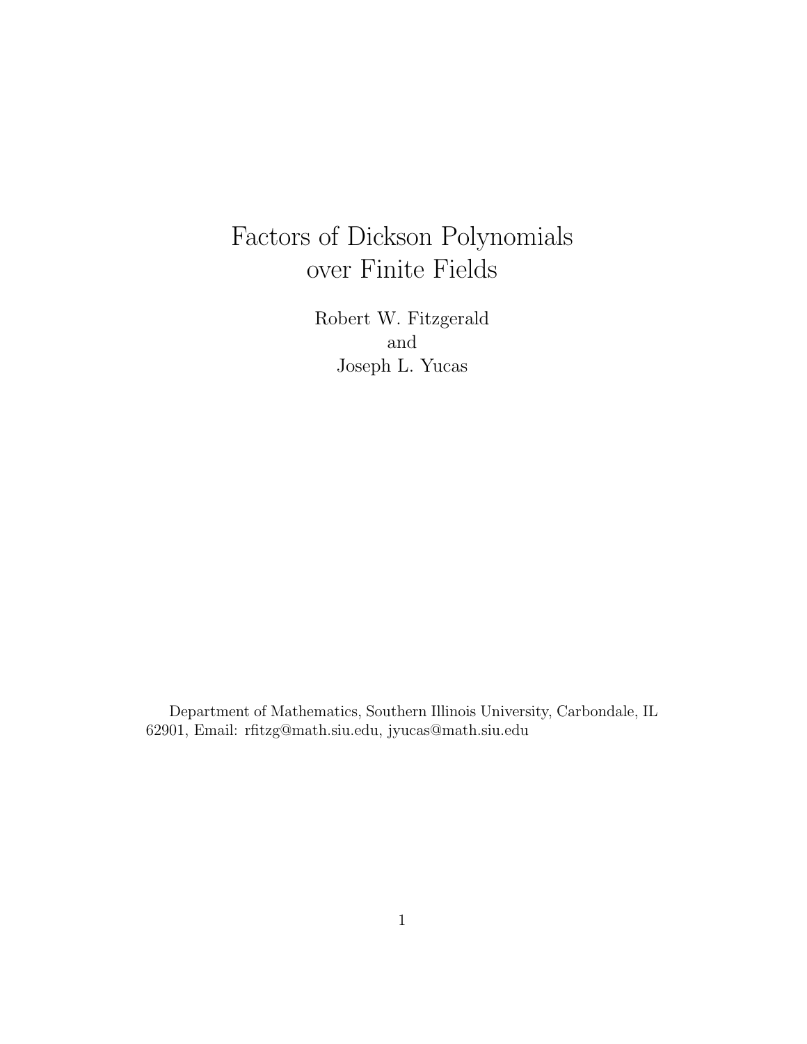# Factors of Dickson Polynomials over Finite Fields

Robert W. Fitzgerald
and
Joseph L. Yucas

Department of Mathematics, Southern Illinois University, Carbondale, IL 62901, Email: rfitzg@math.siu.edu, jyucas@math.siu.edu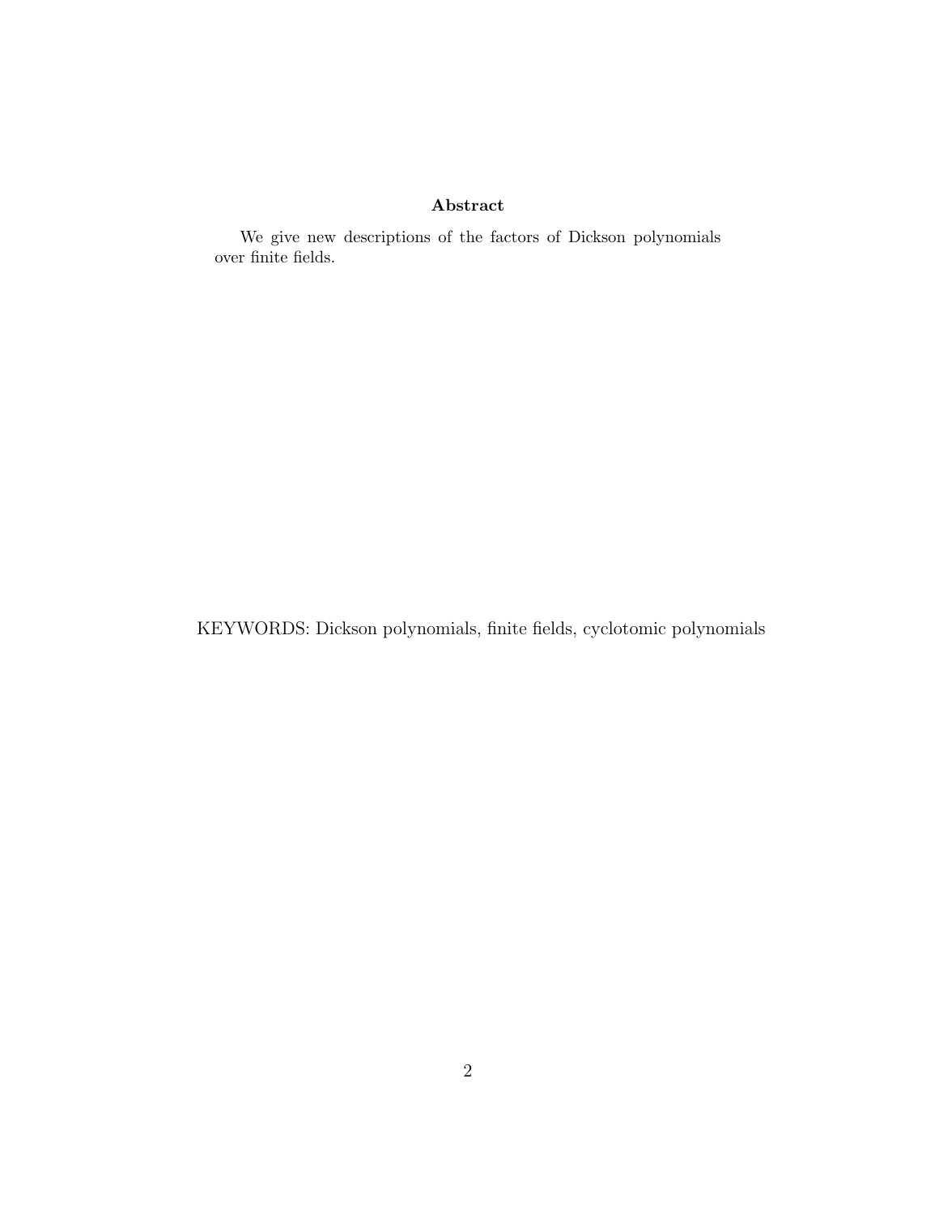## Abstract

We give new descriptions of the factors of Dickson polynomials over finite fields.

KEYWORDS: Dickson polynomials, finite fields, cyclotomic polynomials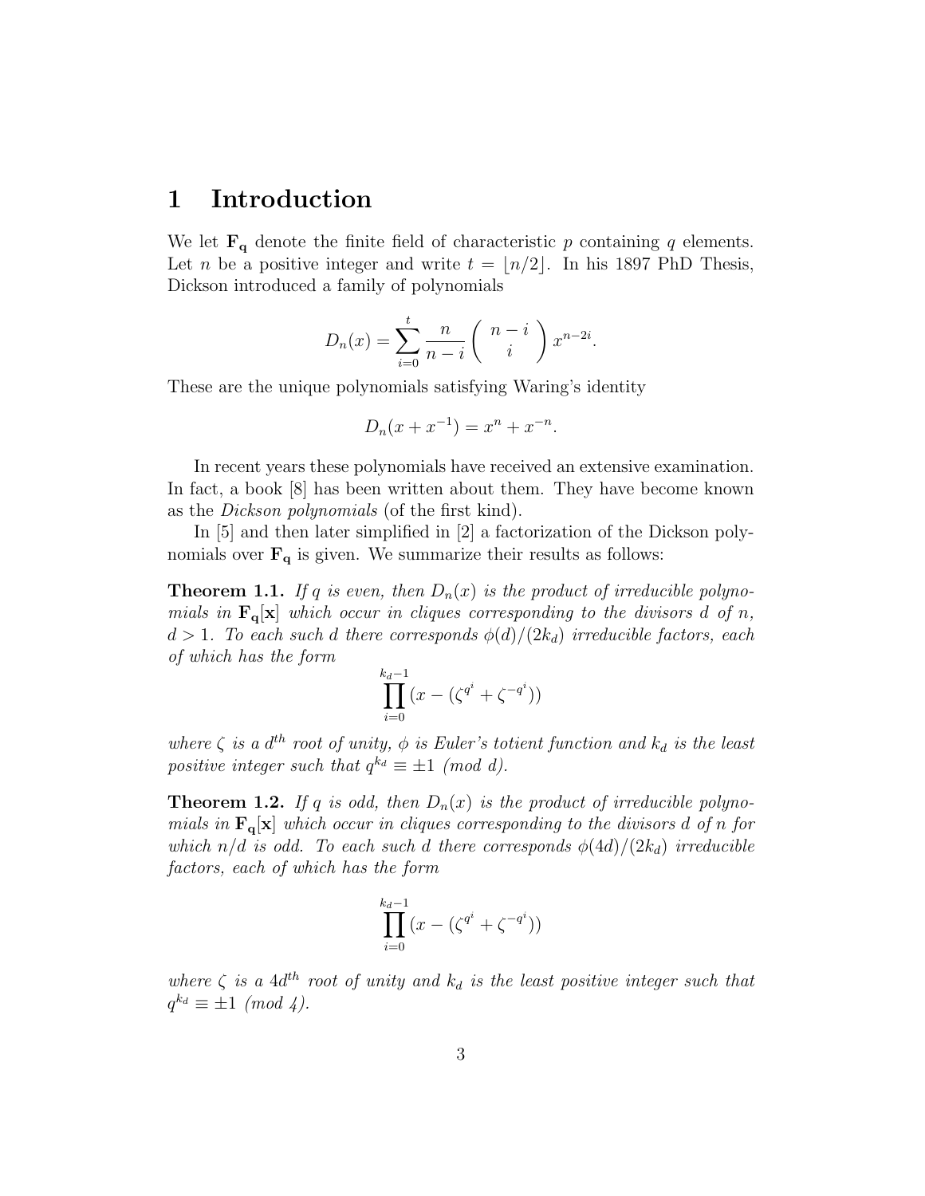# 1 Introduction

We let $\mathbf{F_q}$ denote the finite field of characteristic $p$ containing $q$ elements. Let $n$ be a positive integer and write $t = \lfloor n/2 \rfloor$. In his 1897 PhD Thesis, Dickson introduced a family of polynomials

$$D_n(x) = \sum_{i=0}^{t} \frac{n}{n-i} \left( \begin{array}{c} n-i \\ i \end{array} \right) x^{n-2i}.$$

These are the unique polynomials satisfying Waring's identity

$$D_n(x + x^{-1}) = x^n + x^{-n}.$$

In recent years these polynomials have received an extensive examination. In fact, a book [8] has been written about them. They have become known as the *Dickson polynomials* (of the first kind).

In [5] and then later simplified in [2] a factorization of the Dickson polynomials over $\mathbf{F_q}$ is given. We summarize their results as follows:

**Theorem 1.1.** *If $q$ is even, then $D_n(x)$ is the product of irreducible polynomials in $\mathbf{F_q}[\mathbf{x}]$ which occur in cliques corresponding to the divisors $d$ of $n$, $d > 1$. To each such $d$ there corresponds $\phi(d)/(2k_d)$ irreducible factors, each of which has the form*

$$\prod_{i=0}^{k_d - 1} (x - (\zeta^{q^i} + \zeta^{-q^i}))$$

*where $\zeta$ is a $d^{th}$ root of unity, $\phi$ is Euler's totient function and $k_d$ is the least positive integer such that $q^{k_d} \equiv \pm 1$ (mod $d$).*

**Theorem 1.2.** *If $q$ is odd, then $D_n(x)$ is the product of irreducible polynomials in $\mathbf{F_q}[\mathbf{x}]$ which occur in cliques corresponding to the divisors $d$ of $n$ for which $n/d$ is odd. To each such $d$ there corresponds $\phi(4d)/(2k_d)$ irreducible factors, each of which has the form*

$$\prod_{i=0}^{k_d - 1} (x - (\zeta^{q^i} + \zeta^{-q^i}))$$

*where $\zeta$ is a $4d^{th}$ root of unity and $k_d$ is the least positive integer such that $q^{k_d} \equiv \pm 1$ (mod 4).*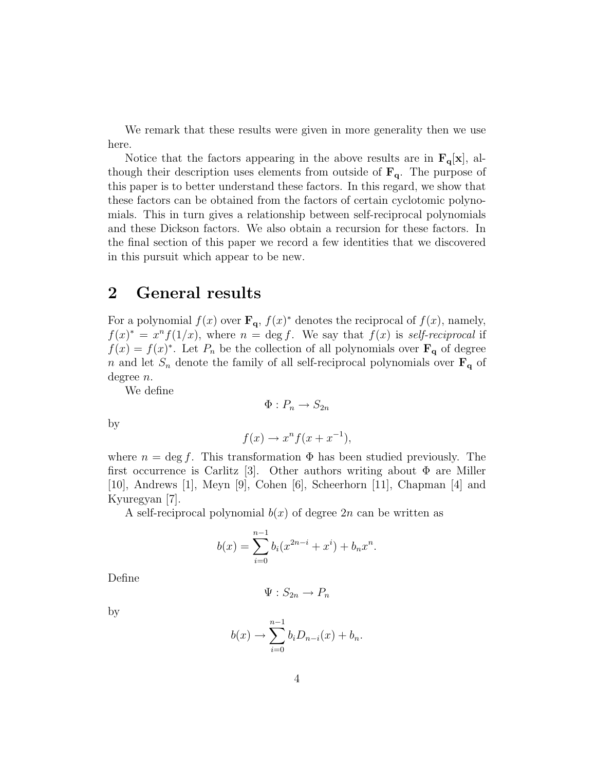We remark that these results were given in more generality then we use here.

Notice that the factors appearing in the above results are in $\mathbf{F_q[x]}$, although their description uses elements from outside of $\mathbf{F_q}$. The purpose of this paper is to better understand these factors. In this regard, we show that these factors can be obtained from the factors of certain cyclotomic polynomials. This in turn gives a relationship between self-reciprocal polynomials and these Dickson factors. We also obtain a recursion for these factors. In the final section of this paper we record a few identities that we discovered in this pursuit which appear to be new.

## 2 General results

For a polynomial $f(x)$ over $\mathbf{F_q}$, $f(x)^*$ denotes the reciprocal of $f(x)$, namely, $f(x)^* = x^n f(1/x)$, where $n = \deg f$. We say that $f(x)$ is *self-reciprocal* if $f(x) = f(x)^*$. Let $P_n$ be the collection of all polynomials over $\mathbf{F_q}$ of degree $n$ and let $S_n$ denote the family of all self-reciprocal polynomials over $\mathbf{F_q}$ of degree $n$.

We define

$$\Phi : P_n \to S_{2n}$$

by

$$f(x) \to x^n f(x + x^{-1}),$$

where $n = \deg f$. This transformation $\Phi$ has been studied previously. The first occurrence is Carlitz [3]. Other authors writing about $\Phi$ are Miller [10], Andrews [1], Meyn [9], Cohen [6], Scheerhorn [11], Chapman [4] and Kyuregyan [7].

A self-reciprocal polynomial $b(x)$ of degree $2n$ can be written as

$$b(x) = \sum_{i=0}^{n-1} b_i(x^{2n-i} + x^i) + b_n x^n.$$

Define

$$\Psi : S_{2n} \to P_n$$

by

$$b(x) \to \sum_{i=0}^{n-1} b_i D_{n-i}(x) + b_n.$$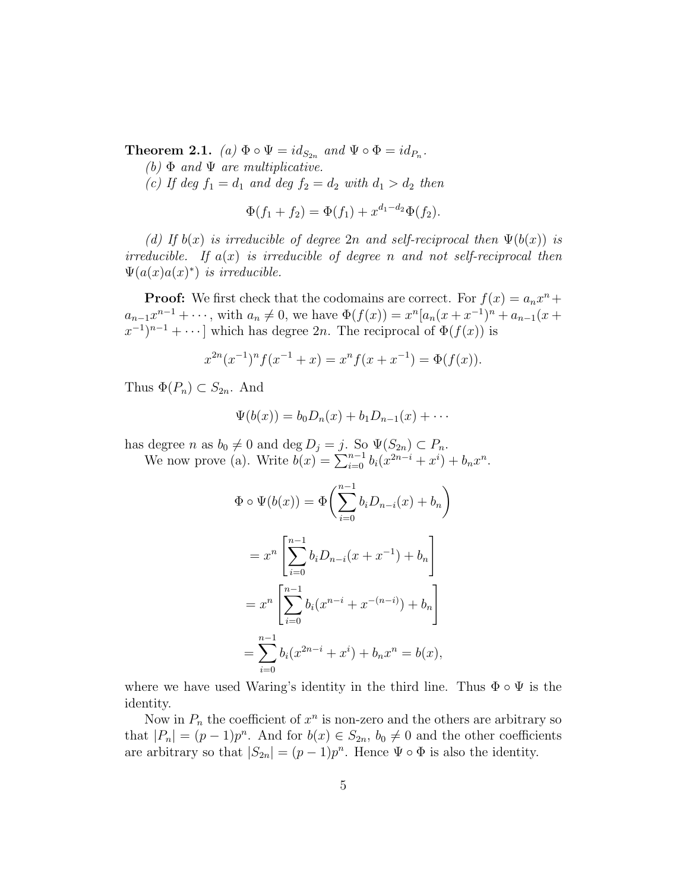**Theorem 2.1.** *(a) $\Phi \circ \Psi = id_{S_{2n}}$ and $\Psi \circ \Phi = id_{P_n}$.*

*(b) $\Phi$ and $\Psi$ are multiplicative.*

*(c) If deg $f_1 = d_1$ and deg $f_2 = d_2$ with $d_1 > d_2$ then*

$$\Phi(f_1 + f_2) = \Phi(f_1) + x^{d_1 - d_2}\Phi(f_2).$$

*(d) If $b(x)$ is irreducible of degree $2n$ and self-reciprocal then $\Psi(b(x))$ is irreducible. If $a(x)$ is irreducible of degree $n$ and not self-reciprocal then $\Psi(a(x)a(x)^*)$ is irreducible.*

**Proof:** We first check that the codomains are correct. For $f(x) = a_n x^n + a_{n-1}x^{n-1} + \cdots$, with $a_n \neq 0$, we have $\Phi(f(x)) = x^n[a_n(x + x^{-1})^n + a_{n-1}(x + x^{-1})^{n-1} + \cdots]$ which has degree $2n$. The reciprocal of $\Phi(f(x))$ is

$$x^{2n}(x^{-1})^n f(x^{-1} + x) = x^n f(x + x^{-1}) = \Phi(f(x)).$$

Thus $\Phi(P_n) \subset S_{2n}$. And

$$\Psi(b(x)) = b_0 D_n(x) + b_1 D_{n-1}(x) + \cdots$$

has degree $n$ as $b_0 \neq 0$ and deg $D_j = j$. So $\Psi(S_{2n}) \subset P_n$.

We now prove (a). Write $b(x) = \sum_{i=0}^{n-1} b_i(x^{2n-i} + x^i) + b_n x^n$.

$$\Phi \circ \Psi(b(x)) = \Phi\left(\sum_{i=0}^{n-1} b_i D_{n-i}(x) + b_n\right)$$

$$= x^n \left[\sum_{i=0}^{n-1} b_i D_{n-i}(x + x^{-1}) + b_n\right]$$

$$= x^n \left[\sum_{i=0}^{n-1} b_i (x^{n-i} + x^{-(n-i)}) + b_n\right]$$

$$= \sum_{i=0}^{n-1} b_i(x^{2n-i} + x^i) + b_n x^n = b(x),$$

where we have used Waring's identity in the third line. Thus $\Phi \circ \Psi$ is the identity.

Now in $P_n$ the coefficient of $x^n$ is non-zero and the others are arbitrary so that $|P_n| = (p-1)p^n$. And for $b(x) \in S_{2n}$, $b_0 \neq 0$ and the other coefficients are arbitrary so that $|S_{2n}| = (p-1)p^n$. Hence $\Psi \circ \Phi$ is also the identity.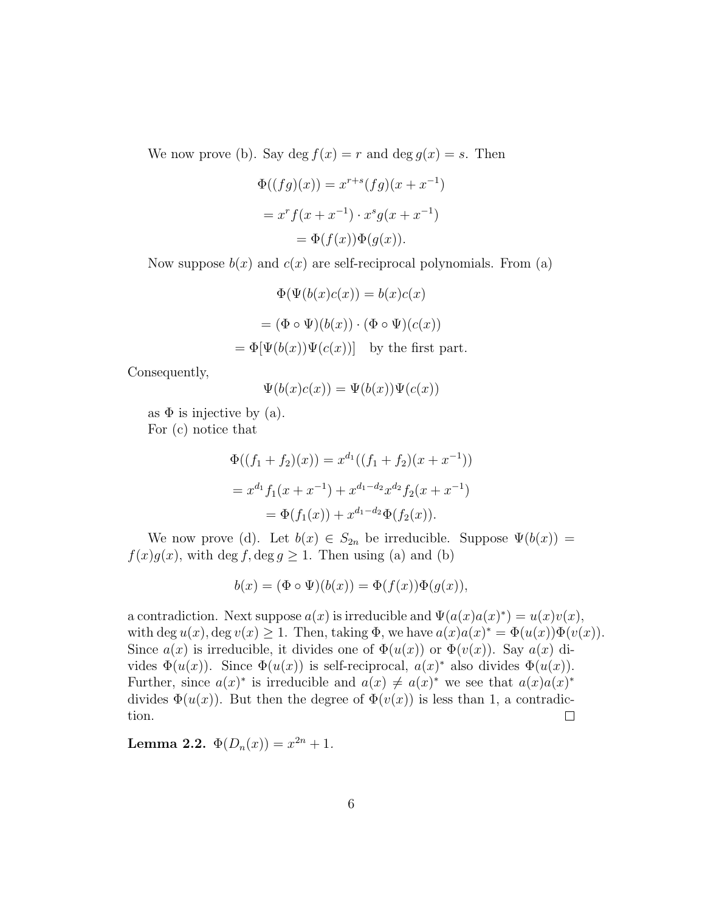We now prove (b). Say $\deg f(x) = r$ and $\deg g(x) = s$. Then

$$\Phi((fg)(x)) = x^{r+s}(fg)(x + x^{-1})$$

$$= x^r f(x + x^{-1}) \cdot x^s g(x + x^{-1})$$

$$= \Phi(f(x))\Phi(g(x)).$$

Now suppose $b(x)$ and $c(x)$ are self-reciprocal polynomials. From (a)

$$\Phi(\Psi(b(x)c(x)) = b(x)c(x)$$

$$= (\Phi \circ \Psi)(b(x)) \cdot (\Phi \circ \Psi)(c(x))$$

$$= \Phi[\Psi(b(x))\Psi(c(x))] \quad \text{by the first part.}$$

Consequently,

$$\Psi(b(x)c(x)) = \Psi(b(x))\Psi(c(x))$$

as $\Phi$ is injective by (a).

For (c) notice that

$$\Phi((f_1 + f_2)(x)) = x^{d_1}((f_1 + f_2)(x + x^{-1}))$$

$$= x^{d_1} f_1(x + x^{-1}) + x^{d_1 - d_2} x^{d_2} f_2(x + x^{-1})$$

$$= \Phi(f_1(x)) + x^{d_1 - d_2}\Phi(f_2(x)).$$

We now prove (d). Let $b(x) \in S_{2n}$ be irreducible. Suppose $\Psi(b(x)) = f(x)g(x)$, with $\deg f, \deg g \geq 1$. Then using (a) and (b)

$$b(x) = (\Phi \circ \Psi)(b(x)) = \Phi(f(x))\Phi(g(x)),$$

a contradiction. Next suppose $a(x)$ is irreducible and $\Psi(a(x)a(x)^*) = u(x)v(x)$, with $\deg u(x), \deg v(x) \geq 1$. Then, taking $\Phi$, we have $a(x)a(x)^* = \Phi(u(x))\Phi(v(x))$. Since $a(x)$ is irreducible, it divides one of $\Phi(u(x))$ or $\Phi(v(x))$. Say $a(x)$ divides $\Phi(u(x))$. Since $\Phi(u(x))$ is self-reciprocal, $a(x)^*$ also divides $\Phi(u(x))$. Further, since $a(x)^*$ is irreducible and $a(x) \neq a(x)^*$ we see that $a(x)a(x)^*$ divides $\Phi(u(x))$. But then the degree of $\Phi(v(x))$ is less than 1, a contradiction. □

**Lemma 2.2.** $\Phi(D_n(x)) = x^{2n} + 1$.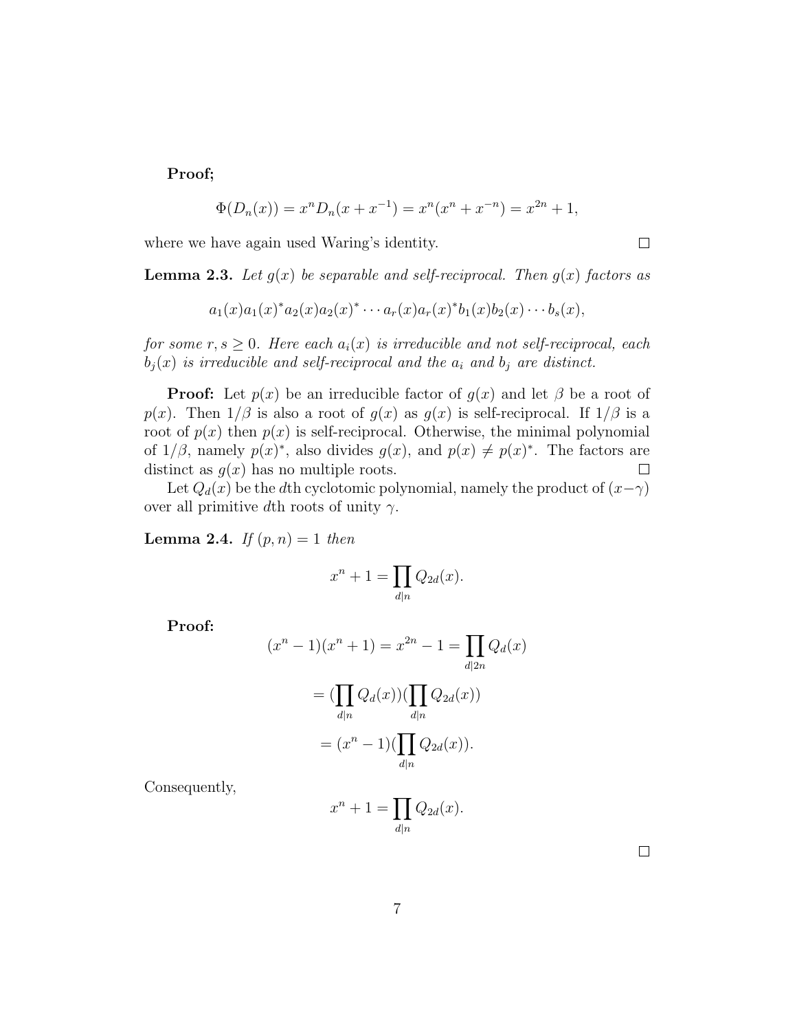**Proof;**

$$\Phi(D_n(x)) = x^n D_n(x + x^{-1}) = x^n(x^n + x^{-n}) = x^{2n} + 1,$$

where we have again used Waring's identity. $\square$

**Lemma 2.3.** *Let $g(x)$ be separable and self-reciprocal. Then $g(x)$ factors as*

$$a_1(x)a_1(x)^* a_2(x)a_2(x)^* \cdots a_r(x)a_r(x)^* b_1(x)b_2(x)\cdots b_s(x),$$

*for some $r, s \geq 0$. Here each $a_i(x)$ is irreducible and not self-reciprocal, each $b_j(x)$ is irreducible and self-reciprocal and the $a_i$ and $b_j$ are distinct.*

**Proof:** Let $p(x)$ be an irreducible factor of $g(x)$ and let $\beta$ be a root of $p(x)$. Then $1/\beta$ is also a root of $g(x)$ as $g(x)$ is self-reciprocal. If $1/\beta$ is a root of $p(x)$ then $p(x)$ is self-reciprocal. Otherwise, the minimal polynomial of $1/\beta$, namely $p(x)^*$, also divides $g(x)$, and $p(x) \neq p(x)^*$. The factors are distinct as $g(x)$ has no multiple roots. $\square$

Let $Q_d(x)$ be the $d$th cyclotomic polynomial, namely the product of $(x-\gamma)$ over all primitive $d$th roots of unity $\gamma$.

**Lemma 2.4.** *If $(p, n) = 1$ then*

$$x^n + 1 = \prod_{d|n} Q_{2d}(x).$$

**Proof:**

$$(x^n - 1)(x^n + 1) = x^{2n} - 1 = \prod_{d|2n} Q_d(x)$$

$$= (\prod_{d|n} Q_d(x))(\prod_{d|n} Q_{2d}(x))$$

$$= (x^n - 1)(\prod_{d|n} Q_{2d}(x)).$$

Consequently,

$$x^n + 1 = \prod_{d|n} Q_{2d}(x).$$

$\square$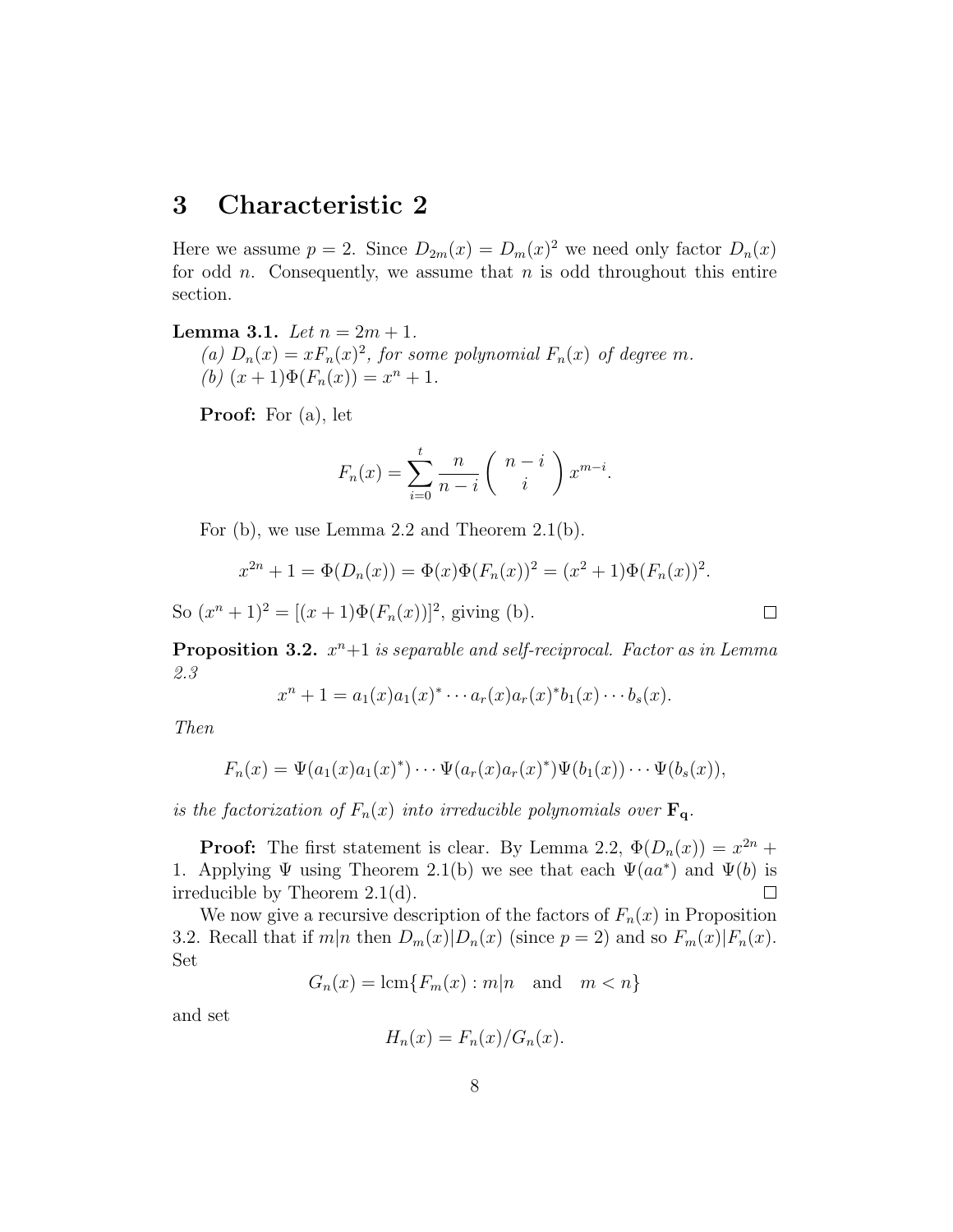# 3 Characteristic 2

Here we assume $p = 2$. Since $D_{2m}(x) = D_m(x)^2$ we need only factor $D_n(x)$ for odd $n$. Consequently, we assume that $n$ is odd throughout this entire section.

**Lemma 3.1.** *Let $n = 2m + 1$.*
*(a) $D_n(x) = xF_n(x)^2$, for some polynomial $F_n(x)$ of degree $m$.*
*(b) $(x + 1)\Phi(F_n(x)) = x^n + 1$.*

**Proof:** For (a), let

$$F_n(x) = \sum_{i=0}^{t} \frac{n}{n-i} \binom{n-i}{i} x^{m-i}.$$

For (b), we use Lemma 2.2 and Theorem 2.1(b).

$$x^{2n} + 1 = \Phi(D_n(x)) = \Phi(x)\Phi(F_n(x))^2 = (x^2 + 1)\Phi(F_n(x))^2.$$

So $(x^n + 1)^2 = [(x + 1)\Phi(F_n(x))]^2$, giving (b). $\square$

**Proposition 3.2.** *$x^n+1$ is separable and self-reciprocal. Factor as in Lemma 2.3*

$$x^n + 1 = a_1(x)a_1(x)^* \cdots a_r(x)a_r(x)^* b_1(x) \cdots b_s(x).$$

*Then*

$$F_n(x) = \Psi(a_1(x)a_1(x)^*) \cdots \Psi(a_r(x)a_r(x)^*)\Psi(b_1(x)) \cdots \Psi(b_s(x)),$$

*is the factorization of $F_n(x)$ into irreducible polynomials over $\mathbf{F_q}$.*

**Proof:** The first statement is clear. By Lemma 2.2, $\Phi(D_n(x)) = x^{2n} + 1$. Applying $\Psi$ using Theorem 2.1(b) we see that each $\Psi(aa^*)$ and $\Psi(b)$ is irreducible by Theorem 2.1(d). $\square$

We now give a recursive description of the factors of $F_n(x)$ in Proposition 3.2. Recall that if $m|n$ then $D_m(x)|D_n(x)$ (since $p = 2$) and so $F_m(x)|F_n(x)$. Set

$$G_n(x) = \text{lcm}\{F_m(x) : m|n \quad \text{and} \quad m < n\}$$

and set

$$H_n(x) = F_n(x)/G_n(x).$$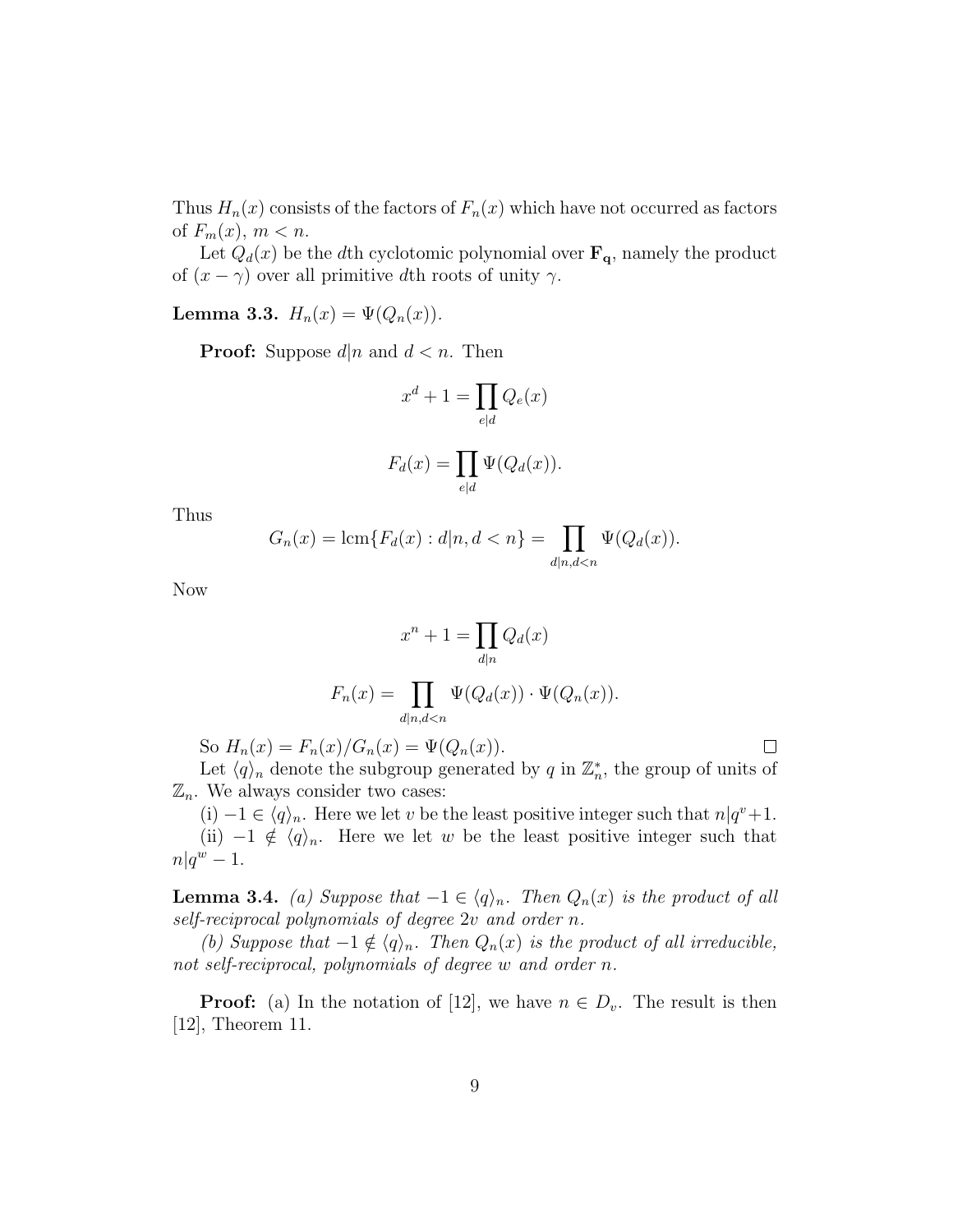Thus $H_n(x)$ consists of the factors of $F_n(x)$ which have not occurred as factors of $F_m(x)$, $m < n$.

Let $Q_d(x)$ be the $d$th cyclotomic polynomial over $\mathbf{F_q}$, namely the product of $(x - \gamma)$ over all primitive $d$th roots of unity $\gamma$.

**Lemma 3.3.** $H_n(x) = \Psi(Q_n(x))$.

**Proof:** Suppose $d|n$ and $d < n$. Then

$$x^d + 1 = \prod_{e|d} Q_e(x)$$

$$F_d(x) = \prod_{e|d} \Psi(Q_d(x)).$$

Thus

$$G_n(x) = \text{lcm}\{F_d(x) : d|n, d < n\} = \prod_{d|n, d<n} \Psi(Q_d(x)).$$

Now

$$x^n + 1 = \prod_{d|n} Q_d(x)$$

$$F_n(x) = \prod_{d|n, d<n} \Psi(Q_d(x)) \cdot \Psi(Q_n(x)).$$

So $H_n(x) = F_n(x)/G_n(x) = \Psi(Q_n(x))$. □

Let $\langle q \rangle_n$ denote the subgroup generated by $q$ in $\mathbb{Z}_n^*$, the group of units of $\mathbb{Z}_n$. We always consider two cases:

(i) $-1 \in \langle q \rangle_n$. Here we let $v$ be the least positive integer such that $n | q^v + 1$.

(ii) $-1 \notin \langle q \rangle_n$. Here we let $w$ be the least positive integer such that $n | q^w - 1$.

**Lemma 3.4.** *(a) Suppose that $-1 \in \langle q \rangle_n$. Then $Q_n(x)$ is the product of all self-reciprocal polynomials of degree $2v$ and order $n$.*

*(b) Suppose that $-1 \notin \langle q \rangle_n$. Then $Q_n(x)$ is the product of all irreducible, not self-reciprocal, polynomials of degree $w$ and order $n$.*

**Proof:** (a) In the notation of [12], we have $n \in D_v$. The result is then [12], Theorem 11.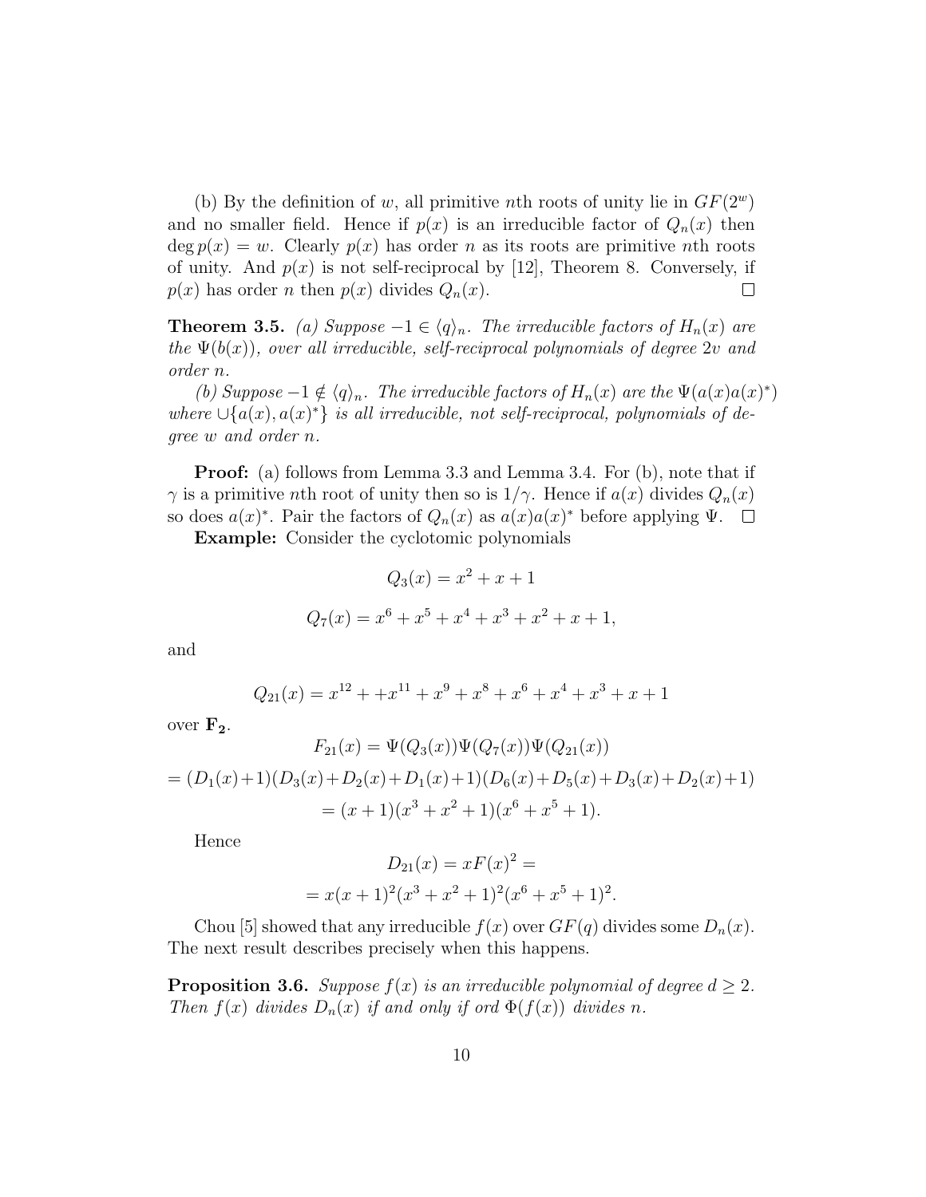(b) By the definition of $w$, all primitive $n$th roots of unity lie in $GF(2^w)$ and no smaller field. Hence if $p(x)$ is an irreducible factor of $Q_n(x)$ then $\deg p(x) = w$. Clearly $p(x)$ has order $n$ as its roots are primitive $n$th roots of unity. And $p(x)$ is not self-reciprocal by [12], Theorem 8. Conversely, if $p(x)$ has order $n$ then $p(x)$ divides $Q_n(x)$. □

**Theorem 3.5.** *(a) Suppose $-1 \in \langle q \rangle_n$. The irreducible factors of $H_n(x)$ are the $\Psi(b(x))$, over all irreducible, self-reciprocal polynomials of degree $2v$ and order $n$.*

*(b) Suppose $-1 \notin \langle q \rangle_n$. The irreducible factors of $H_n(x)$ are the $\Psi(a(x)a(x)^*)$ where $\cup\{a(x), a(x)^*\}$ is all irreducible, not self-reciprocal, polynomials of degree $w$ and order $n$.*

**Proof:** (a) follows from Lemma 3.3 and Lemma 3.4. For (b), note that if $\gamma$ is a primitive $n$th root of unity then so is $1/\gamma$. Hence if $a(x)$ divides $Q_n(x)$ so does $a(x)^*$. Pair the factors of $Q_n(x)$ as $a(x)a(x)^*$ before applying $\Psi$. □

**Example:** Consider the cyclotomic polynomials

$$Q_3(x) = x^2 + x + 1$$

$$Q_7(x) = x^6 + x^5 + x^4 + x^3 + x^2 + x + 1,$$

and

$$Q_{21}(x) = x^{12} + +x^{11} + x^9 + x^8 + x^6 + x^4 + x^3 + x + 1$$

over $\mathbf{F_2}$.

$$F_{21}(x) = \Psi(Q_3(x))\Psi(Q_7(x))\Psi(Q_{21}(x))$$

$$= (D_1(x)+1)(D_3(x)+D_2(x)+D_1(x)+1)(D_6(x)+D_5(x)+D_3(x)+D_2(x)+1)$$

$$= (x+1)(x^3+x^2+1)(x^6+x^5+1).$$

Hence

$$D_{21}(x) = xF(x)^2 =$$

$$= x(x+1)^2(x^3+x^2+1)^2(x^6+x^5+1)^2.$$

Chou [5] showed that any irreducible $f(x)$ over $GF(q)$ divides some $D_n(x)$. The next result describes precisely when this happens.

**Proposition 3.6.** *Suppose $f(x)$ is an irreducible polynomial of degree $d \geq 2$. Then $f(x)$ divides $D_n(x)$ if and only if ord $\Phi(f(x))$ divides $n$.*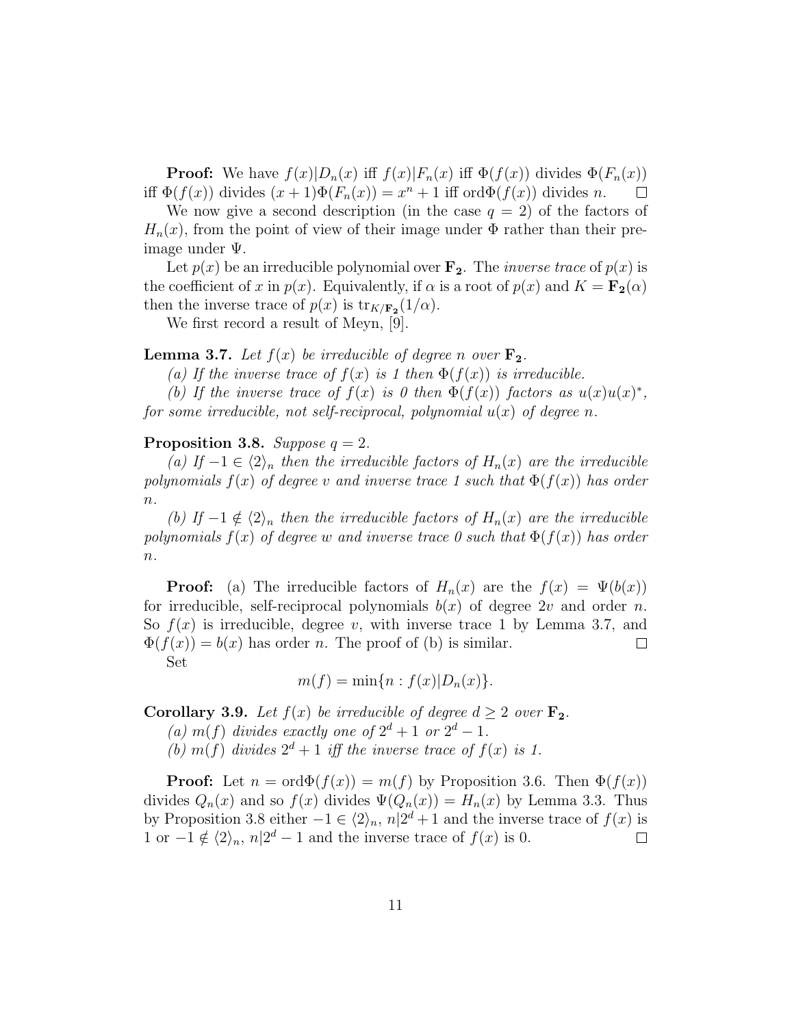**Proof:** We have $f(x)|D_n(x)$ iff $f(x)|F_n(x)$ iff $\Phi(f(x))$ divides $\Phi(F_n(x))$ iff $\Phi(f(x))$ divides $(x+1)\Phi(F_n(x)) = x^n + 1$ iff $\text{ord}\Phi(f(x))$ divides $n$. $\square$

We now give a second description (in the case $q = 2$) of the factors of $H_n(x)$, from the point of view of their image under $\Phi$ rather than their preimage under $\Psi$.

Let $p(x)$ be an irreducible polynomial over $\mathbf{F_2}$. The *inverse trace* of $p(x)$ is the coefficient of $x$ in $p(x)$. Equivalently, if $\alpha$ is a root of $p(x)$ and $K = \mathbf{F_2}(\alpha)$ then the inverse trace of $p(x)$ is $\text{tr}_{K/\mathbf{F_2}}(1/\alpha)$.

We first record a result of Meyn, [9].

**Lemma 3.7.** *Let $f(x)$ be irreducible of degree $n$ over $\mathbf{F_2}$.*

*(a) If the inverse trace of $f(x)$ is 1 then $\Phi(f(x))$ is irreducible.*

*(b) If the inverse trace of $f(x)$ is 0 then $\Phi(f(x))$ factors as $u(x)u(x)^*$, for some irreducible, not self-reciprocal, polynomial $u(x)$ of degree $n$.*

**Proposition 3.8.** *Suppose $q = 2$.*

*(a) If $-1 \in \langle 2 \rangle_n$ then the irreducible factors of $H_n(x)$ are the irreducible polynomials $f(x)$ of degree $v$ and inverse trace 1 such that $\Phi(f(x))$ has order $n$.*

*(b) If $-1 \notin \langle 2 \rangle_n$ then the irreducible factors of $H_n(x)$ are the irreducible polynomials $f(x)$ of degree $w$ and inverse trace 0 such that $\Phi(f(x))$ has order $n$.*

**Proof:** (a) The irreducible factors of $H_n(x)$ are the $f(x) = \Psi(b(x))$ for irreducible, self-reciprocal polynomials $b(x)$ of degree $2v$ and order $n$. So $f(x)$ is irreducible, degree $v$, with inverse trace 1 by Lemma 3.7, and $\Phi(f(x)) = b(x)$ has order $n$. The proof of (b) is similar. $\square$

Set

$$m(f) = \min\{n : f(x)|D_n(x)\}.$$

**Corollary 3.9.** *Let $f(x)$ be irreducible of degree $d \geq 2$ over $\mathbf{F_2}$.*

*(a) $m(f)$ divides exactly one of $2^d + 1$ or $2^d - 1$.*

*(b) $m(f)$ divides $2^d + 1$ iff the inverse trace of $f(x)$ is 1.*

**Proof:** Let $n = \text{ord}\Phi(f(x)) = m(f)$ by Proposition 3.6. Then $\Phi(f(x))$ divides $Q_n(x)$ and so $f(x)$ divides $\Psi(Q_n(x)) = H_n(x)$ by Lemma 3.3. Thus by Proposition 3.8 either $-1 \in \langle 2 \rangle_n$, $n|2^d + 1$ and the inverse trace of $f(x)$ is 1 or $-1 \notin \langle 2 \rangle_n$, $n|2^d - 1$ and the inverse trace of $f(x)$ is 0. $\square$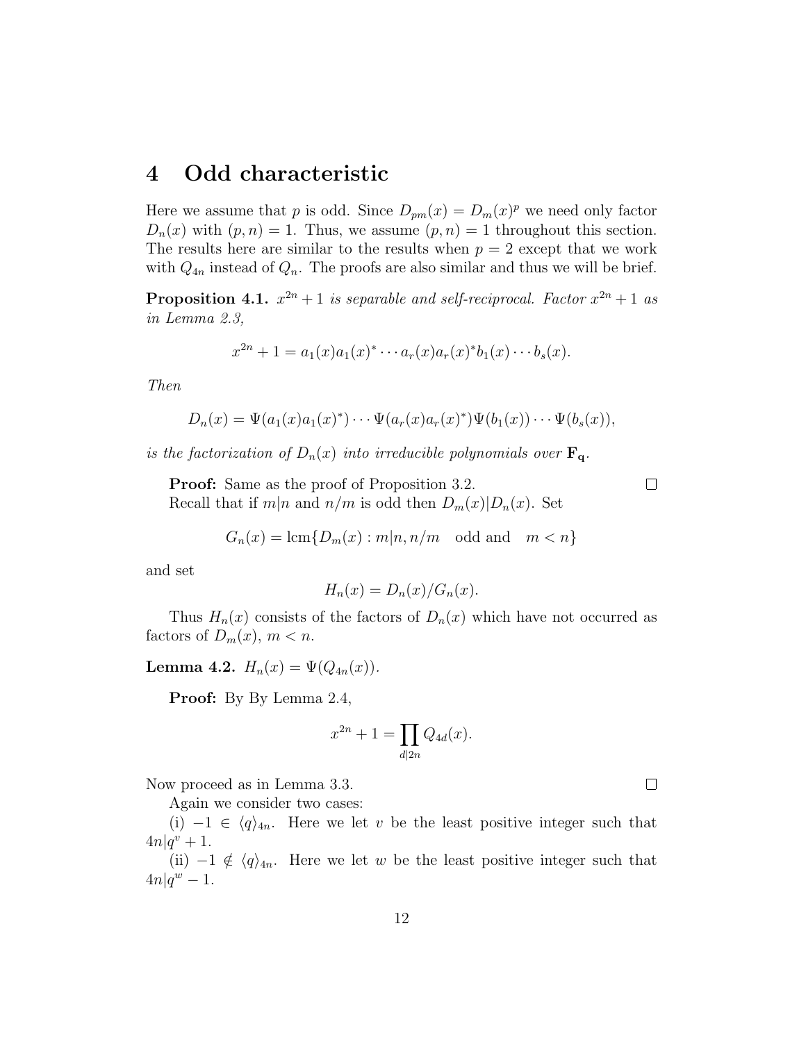## 4 Odd characteristic

Here we assume that $p$ is odd. Since $D_{pm}(x) = D_m(x)^p$ we need only factor $D_n(x)$ with $(p, n) = 1$. Thus, we assume $(p, n) = 1$ throughout this section. The results here are similar to the results when $p = 2$ except that we work with $Q_{4n}$ instead of $Q_n$. The proofs are also similar and thus we will be brief.

**Proposition 4.1.** *$x^{2n} + 1$ is separable and self-reciprocal. Factor $x^{2n} + 1$ as in Lemma 2.3,*

$$x^{2n} + 1 = a_1(x)a_1(x)^* \cdots a_r(x)a_r(x)^* b_1(x) \cdots b_s(x).$$

*Then*

$$D_n(x) = \Psi(a_1(x)a_1(x)^*) \cdots \Psi(a_r(x)a_r(x)^*)\Psi(b_1(x)) \cdots \Psi(b_s(x)),$$

*is the factorization of $D_n(x)$ into irreducible polynomials over $\mathbf{F_q}$.*

**Proof:** Same as the proof of Proposition 3.2. □

Recall that if $m|n$ and $n/m$ is odd then $D_m(x)|D_n(x)$. Set

$$G_n(x) = \text{lcm}\{D_m(x) : m|n, n/m \quad \text{odd and} \quad m < n\}$$

and set

$$H_n(x) = D_n(x)/G_n(x).$$

Thus $H_n(x)$ consists of the factors of $D_n(x)$ which have not occurred as factors of $D_m(x)$, $m < n$.

**Lemma 4.2.** $H_n(x) = \Psi(Q_{4n}(x))$.

**Proof:** By By Lemma 2.4,

$$x^{2n} + 1 = \prod_{d|2n} Q_{4d}(x).$$

Now proceed as in Lemma 3.3. □

Again we consider two cases:

(i) $-1 \in \langle q \rangle_{4n}$. Here we let $v$ be the least positive integer such that $4n|q^v + 1$.

(ii) $-1 \notin \langle q \rangle_{4n}$. Here we let $w$ be the least positive integer such that $4n|q^w - 1$.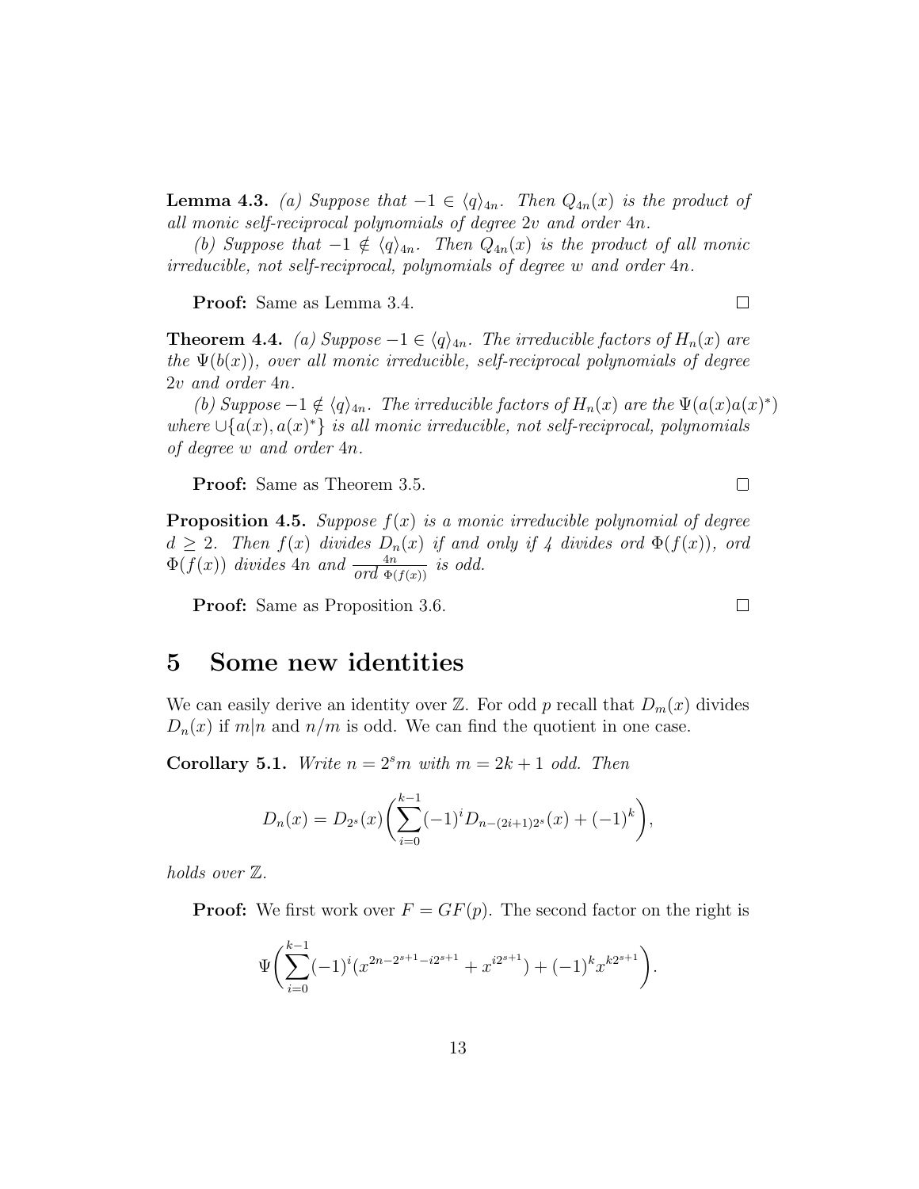**Lemma 4.3.** *(a) Suppose that $-1 \in \langle q \rangle_{4n}$. Then $Q_{4n}(x)$ is the product of all monic self-reciprocal polynomials of degree $2v$ and order $4n$.*

*(b) Suppose that $-1 \notin \langle q \rangle_{4n}$. Then $Q_{4n}(x)$ is the product of all monic irreducible, not self-reciprocal, polynomials of degree $w$ and order $4n$.*

**Proof:** Same as Lemma 3.4. □

**Theorem 4.4.** *(a) Suppose $-1 \in \langle q \rangle_{4n}$. The irreducible factors of $H_n(x)$ are the $\Psi(b(x))$, over all monic irreducible, self-reciprocal polynomials of degree $2v$ and order $4n$.*

*(b) Suppose $-1 \notin \langle q \rangle_{4n}$. The irreducible factors of $H_n(x)$ are the $\Psi(a(x)a(x)^*)$ where $\cup\{a(x), a(x)^*\}$ is all monic irreducible, not self-reciprocal, polynomials of degree $w$ and order $4n$.*

**Proof:** Same as Theorem 3.5. □

**Proposition 4.5.** *Suppose $f(x)$ is a monic irreducible polynomial of degree $d \geq 2$. Then $f(x)$ divides $D_n(x)$ if and only if 4 divides ord $\Phi(f(x))$, ord $\Phi(f(x))$ divides $4n$ and $\frac{4n}{ord\ \Phi(f(x))}$ is odd.*

**Proof:** Same as Proposition 3.6. □

# 5 Some new identities

We can easily derive an identity over $\mathbb{Z}$. For odd $p$ recall that $D_m(x)$ divides $D_n(x)$ if $m|n$ and $n/m$ is odd. We can find the quotient in one case.

**Corollary 5.1.** *Write $n = 2^s m$ with $m = 2k + 1$ odd. Then*

$$D_n(x) = D_{2^s}(x)\left(\sum_{i=0}^{k-1}(-1)^i D_{n-(2i+1)2^s}(x) + (-1)^k\right),$$

*holds over $\mathbb{Z}$.*

**Proof:** We first work over $F = GF(p)$. The second factor on the right is

$$\Psi\left(\sum_{i=0}^{k-1}(-1)^i(x^{2n-2^{s+1}-i2^{s+1}} + x^{i2^{s+1}}) + (-1)^k x^{k2^{s+1}}\right).$$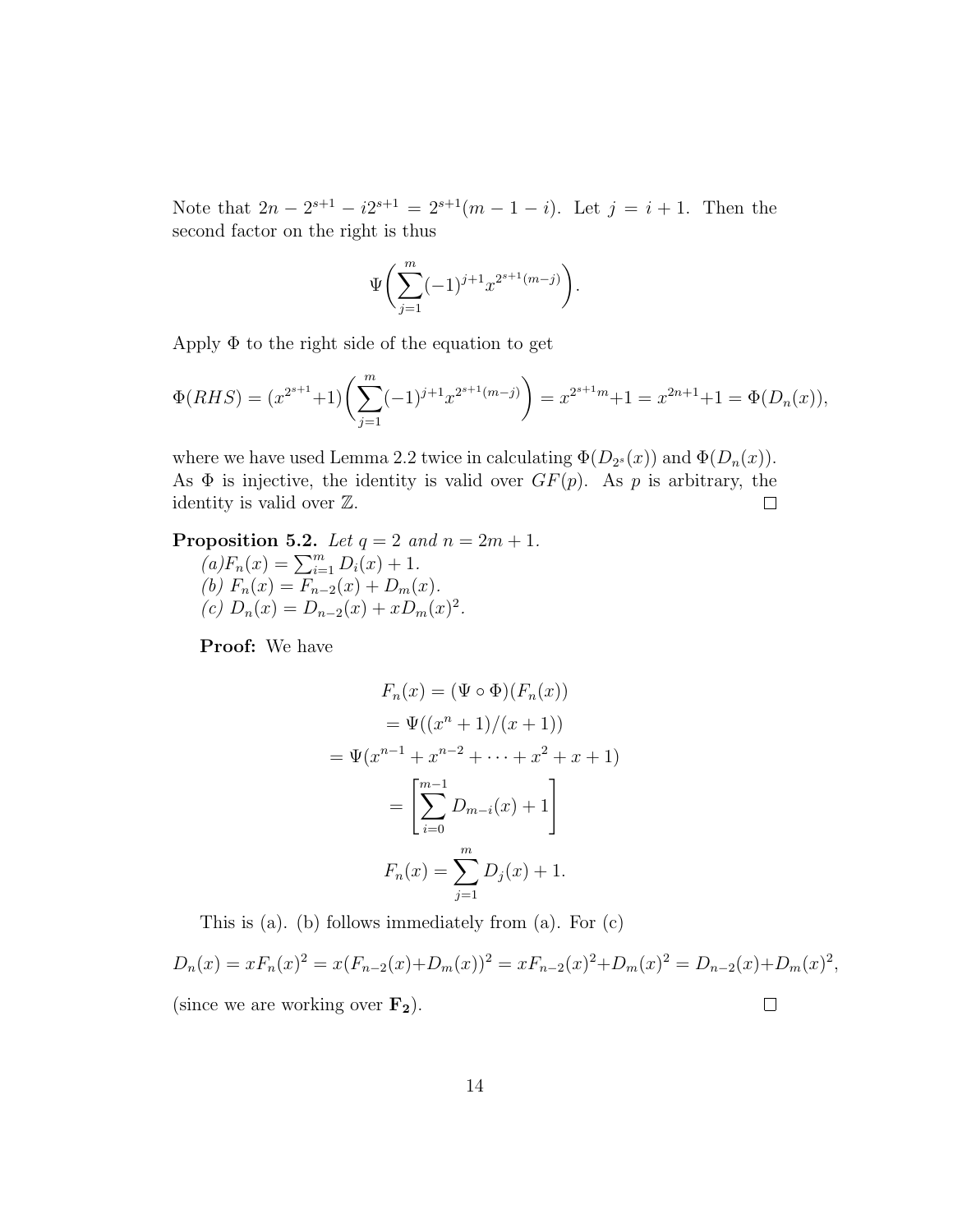Note that $2n - 2^{s+1} - i2^{s+1} = 2^{s+1}(m-1-i)$. Let $j = i+1$. Then the second factor on the right is thus

$$\Psi\left(\sum_{j=1}^{m}(-1)^{j+1}x^{2^{s+1}(m-j)}\right).$$

Apply $\Phi$ to the right side of the equation to get

$$\Phi(RHS) = (x^{2^{s+1}}+1)\left(\sum_{j=1}^{m}(-1)^{j+1}x^{2^{s+1}(m-j)}\right) = x^{2^{s+1}m}+1 = x^{2n+1}+1 = \Phi(D_n(x)),$$

where we have used Lemma 2.2 twice in calculating $\Phi(D_{2^s}(x))$ and $\Phi(D_n(x))$. As $\Phi$ is injective, the identity is valid over $GF(p)$. As $p$ is arbitrary, the identity is valid over $\mathbb{Z}$. ◻

**Proposition 5.2.** *Let $q = 2$ and $n = 2m+1$.*
*(a)$F_n(x) = \sum_{i=1}^{m} D_i(x) + 1$.*
*(b) $F_n(x) = F_{n-2}(x) + D_m(x)$.*
*(c) $D_n(x) = D_{n-2}(x) + xD_m(x)^2$.*

**Proof:** We have

$$\begin{aligned}
F_n(x) &= (\Psi \circ \Phi)(F_n(x)) \\
&= \Psi((x^n+1)/(x+1)) \\
&= \Psi(x^{n-1} + x^{n-2} + \cdots + x^2 + x + 1) \\
&= \left[\sum_{i=0}^{m-1} D_{m-i}(x) + 1\right] \\
F_n(x) &= \sum_{j=1}^{m} D_j(x) + 1.
\end{aligned}$$

This is (a). (b) follows immediately from (a). For (c)

$$D_n(x) = xF_n(x)^2 = x(F_{n-2}(x)+D_m(x))^2 = xF_{n-2}(x)^2+D_m(x)^2 = D_{n-2}(x)+D_m(x)^2,$$

(since we are working over $\mathbf{F_2}$). ◻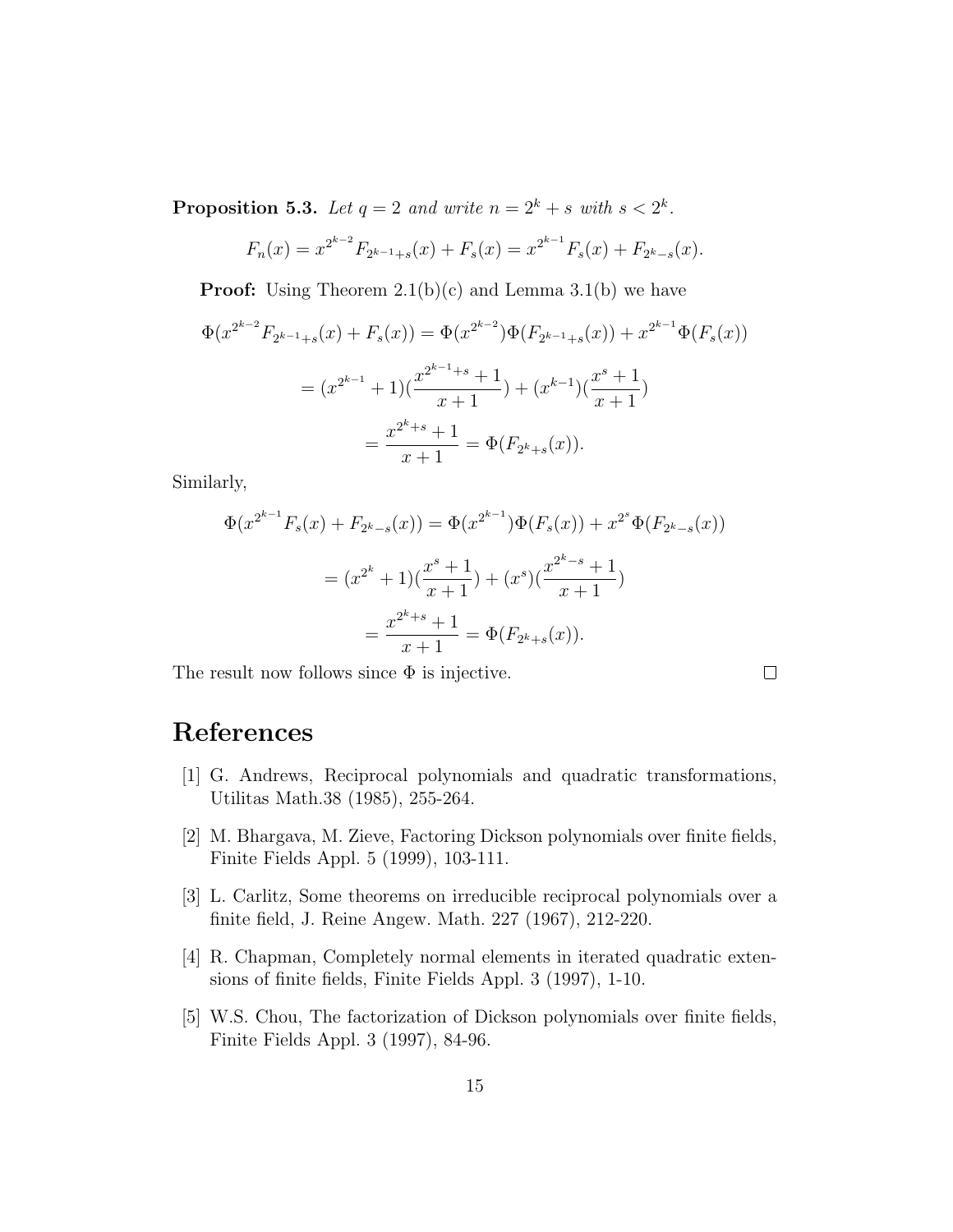**Proposition 5.3.** *Let $q = 2$ and write $n = 2^k + s$ with $s < 2^k$.*

$$F_n(x) = x^{2^{k-2}} F_{2^{k-1}+s}(x) + F_s(x) = x^{2^{k-1}} F_s(x) + F_{2^k-s}(x).$$

**Proof:** Using Theorem 2.1(b)(c) and Lemma 3.1(b) we have

$$\Phi(x^{2^{k-2}} F_{2^{k-1}+s}(x) + F_s(x)) = \Phi(x^{2^{k-2}})\Phi(F_{2^{k-1}+s}(x)) + x^{2^{k-1}}\Phi(F_s(x))$$

$$= (x^{2^{k-1}} + 1)(\frac{x^{2^{k-1}+s} + 1}{x+1}) + (x^{k-1})(\frac{x^s + 1}{x+1})$$

$$= \frac{x^{2^k+s} + 1}{x+1} = \Phi(F_{2^k+s}(x)).$$

Similarly,

$$\Phi(x^{2^{k-1}} F_s(x) + F_{2^k-s}(x)) = \Phi(x^{2^{k-1}})\Phi(F_s(x)) + x^{2^s}\Phi(F_{2^k-s}(x))$$

$$= (x^{2^k} + 1)(\frac{x^s + 1}{x+1}) + (x^s)(\frac{x^{2^k-s} + 1}{x+1})$$

$$= \frac{x^{2^k+s} + 1}{x+1} = \Phi(F_{2^k+s}(x)).$$

The result now follows since $\Phi$ is injective. $\square$

# References

[1] G. Andrews, Reciprocal polynomials and quadratic transformations, Utilitas Math.38 (1985), 255-264.

[2] M. Bhargava, M. Zieve, Factoring Dickson polynomials over finite fields, Finite Fields Appl. 5 (1999), 103-111.

[3] L. Carlitz, Some theorems on irreducible reciprocal polynomials over a finite field, J. Reine Angew. Math. 227 (1967), 212-220.

[4] R. Chapman, Completely normal elements in iterated quadratic extensions of finite fields, Finite Fields Appl. 3 (1997), 1-10.

[5] W.S. Chou, The factorization of Dickson polynomials over finite fields, Finite Fields Appl. 3 (1997), 84-96.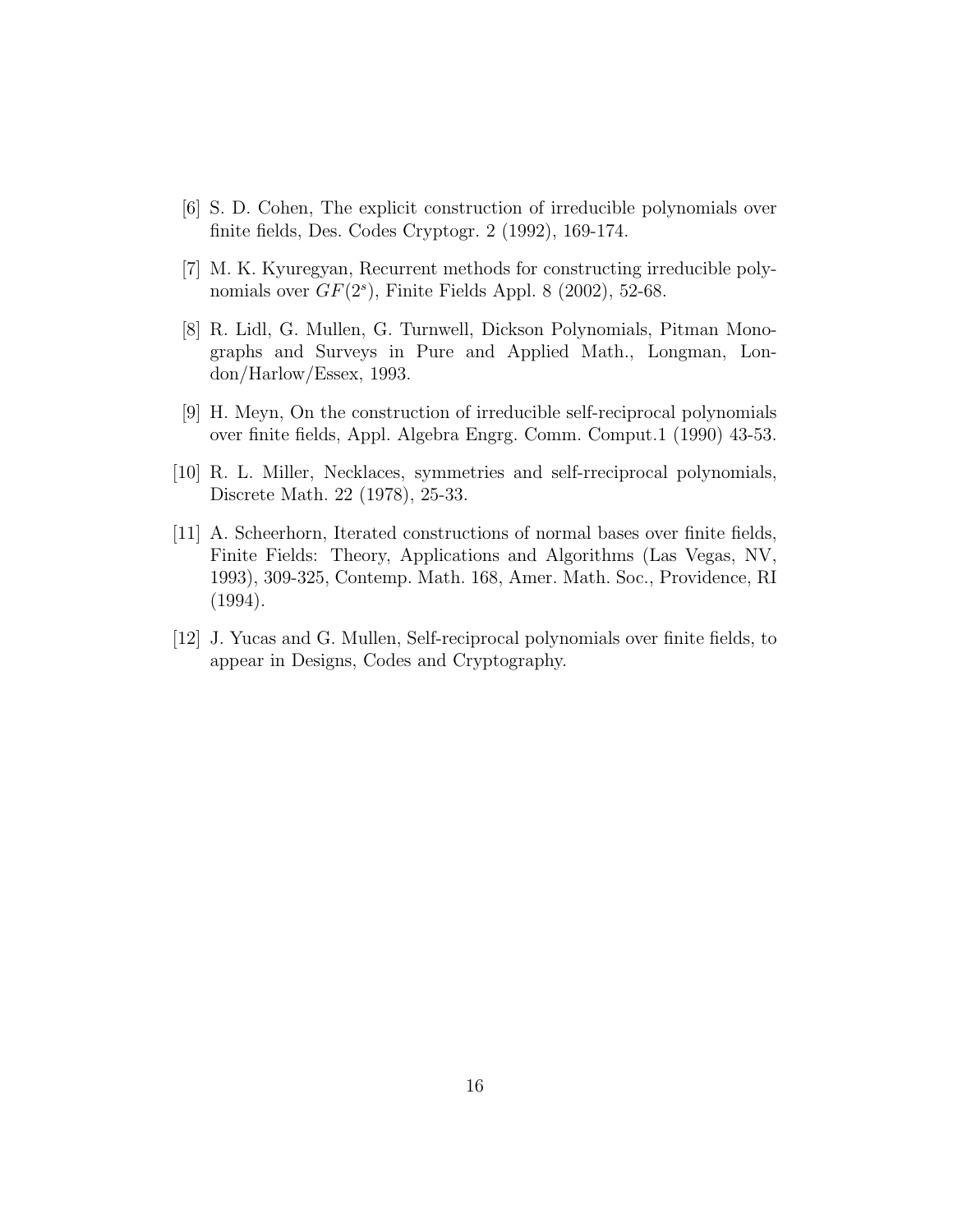[6] S. D. Cohen, The explicit construction of irreducible polynomials over finite fields, Des. Codes Cryptogr. 2 (1992), 169-174.

[7] M. K. Kyuregyan, Recurrent methods for constructing irreducible polynomials over $GF(2^s)$, Finite Fields Appl. 8 (2002), 52-68.

[8] R. Lidl, G. Mullen, G. Turnwell, Dickson Polynomials, Pitman Monographs and Surveys in Pure and Applied Math., Longman, London/Harlow/Essex, 1993.

[9] H. Meyn, On the construction of irreducible self-reciprocal polynomials over finite fields, Appl. Algebra Engrg. Comm. Comput.1 (1990) 43-53.

[10] R. L. Miller, Necklaces, symmetries and self-rreciprocal polynomials, Discrete Math. 22 (1978), 25-33.

[11] A. Scheerhorn, Iterated constructions of normal bases over finite fields, Finite Fields: Theory, Applications and Algorithms (Las Vegas, NV, 1993), 309-325, Contemp. Math. 168, Amer. Math. Soc., Providence, RI (1994).

[12] J. Yucas and G. Mullen, Self-reciprocal polynomials over finite fields, to appear in Designs, Codes and Cryptography.